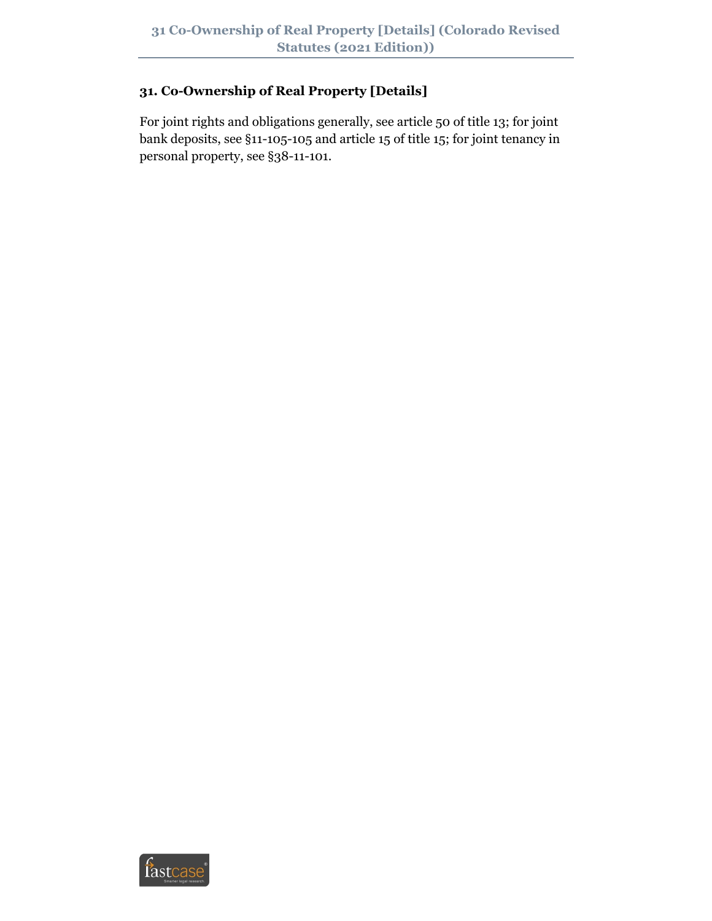## 31. Co-Ownership of Real Property [Details]

For joint rights and obligations generally, see article 50 of title 13; for joint bank deposits, see §11-105-105 and article 15 of title 15; for joint tenancy in personal property, see §38-11-101.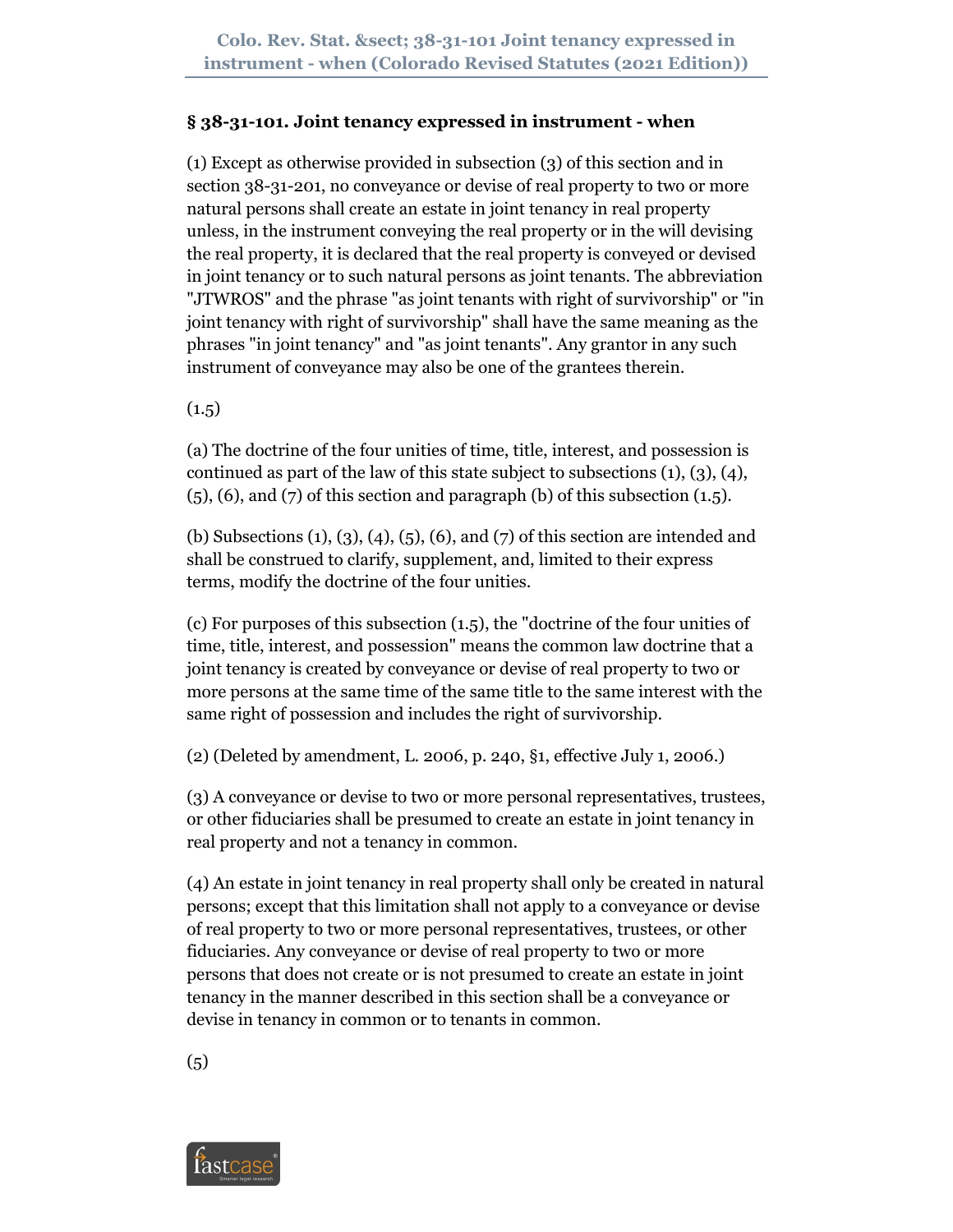## § 38-31-101. Joint tenancy expressed in instrument - when

(1) Except as otherwise provided in subsection (3) of this section and in section 38-31-201, no conveyance or devise of real property to two or more natural persons shall create an estate in joint tenancy in real property unless, in the instrument conveying the real property or in the will devising the real property, it is declared that the real property is conveyed or devised in joint tenancy or to such natural persons as joint tenants. The abbreviation "JTWROS" and the phrase "as joint tenants with right of survivorship" or "in joint tenancy with right of survivorship" shall have the same meaning as the phrases "in joint tenancy" and "as joint tenants". Any grantor in any such instrument of conveyance may also be one of the grantees therein.

(1.5)

(a) The doctrine of the four unities of time, title, interest, and possession is continued as part of the law of this state subject to subsections (1), (3), (4), (5), (6), and (7) of this section and paragraph (b) of this subsection (1.5).

(b) Subsections (1), (3), (4), (5), (6), and (7) of this section are intended and shall be construed to clarify, supplement, and, limited to their express terms, modify the doctrine of the four unities.

(c) For purposes of this subsection (1.5), the "doctrine of the four unities of time, title, interest, and possession" means the common law doctrine that a joint tenancy is created by conveyance or devise of real property to two or more persons at the same time of the same title to the same interest with the same right of possession and includes the right of survivorship.

(2) (Deleted by amendment, L. 2006, p. 240, §1, effective July 1, 2006.)

(3) A conveyance or devise to two or more personal representatives, trustees, or other fiduciaries shall be presumed to create an estate in joint tenancy in real property and not a tenancy in common.

(4) An estate in joint tenancy in real property shall only be created in natural persons; except that this limitation shall not apply to a conveyance or devise of real property to two or more personal representatives, trustees, or other fiduciaries. Any conveyance or devise of real property to two or more persons that does not create or is not presumed to create an estate in joint tenancy in the manner described in this section shall be a conveyance or devise in tenancy in common or to tenants in common.

(5)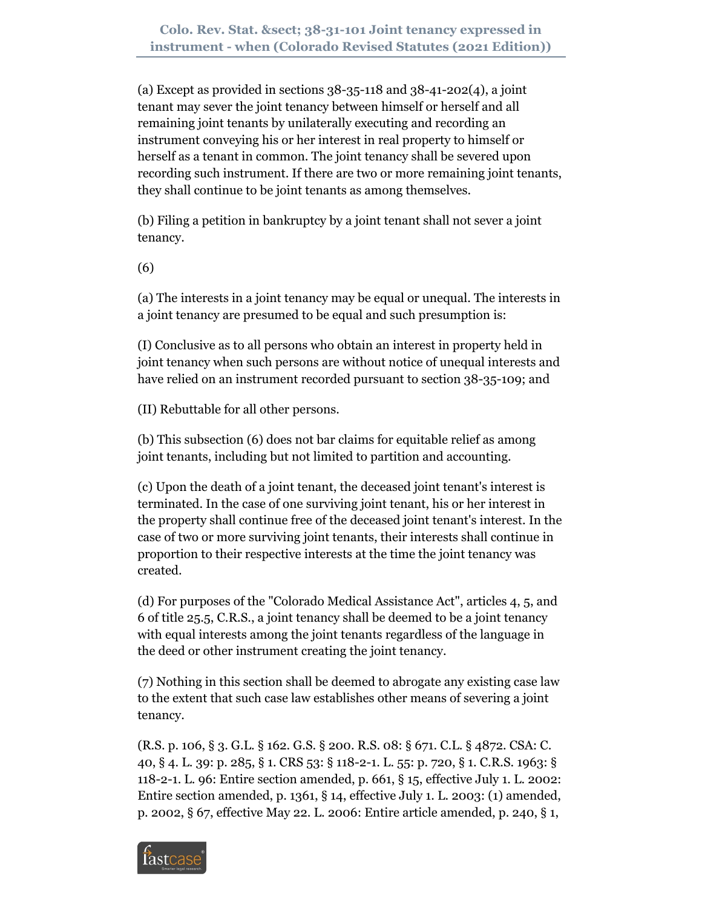(a) Except as provided in sections 38-35-118 and 38-41-202(4), a joint tenant may sever the joint tenancy between himself or herself and all remaining joint tenants by unilaterally executing and recording an instrument conveying his or her interest in real property to himself or herself as a tenant in common. The joint tenancy shall be severed upon recording such instrument. If there are two or more remaining joint tenants, they shall continue to be joint tenants as among themselves.

(b) Filing a petition in bankruptcy by a joint tenant shall not sever a joint tenancy.

(6)

(a) The interests in a joint tenancy may be equal or unequal. The interests in a joint tenancy are presumed to be equal and such presumption is:

(I) Conclusive as to all persons who obtain an interest in property held in joint tenancy when such persons are without notice of unequal interests and have relied on an instrument recorded pursuant to section 38-35-109; and

(II) Rebuttable for all other persons.

(b) This subsection (6) does not bar claims for equitable relief as among joint tenants, including but not limited to partition and accounting.

(c) Upon the death of a joint tenant, the deceased joint tenant's interest is terminated. In the case of one surviving joint tenant, his or her interest in the property shall continue free of the deceased joint tenant's interest. In the case of two or more surviving joint tenants, their interests shall continue in proportion to their respective interests at the time the joint tenancy was created.

(d) For purposes of the "Colorado Medical Assistance Act", articles 4, 5, and 6 of title 25.5, C.R.S., a joint tenancy shall be deemed to be a joint tenancy with equal interests among the joint tenants regardless of the language in the deed or other instrument creating the joint tenancy.

(7) Nothing in this section shall be deemed to abrogate any existing case law to the extent that such case law establishes other means of severing a joint tenancy.

(R.S. p. 106, § 3. G.L. § 162. G.S. § 200. R.S. 08: § 671. C.L. § 4872. CSA: C. 40, § 4. L. 39: p. 285, § 1. CRS 53: § 118-2-1. L. 55: p. 720, § 1. C.R.S. 1963: § 118-2-1. L. 96: Entire section amended, p. 661, § 15, effective July 1. L. 2002: Entire section amended, p. 1361, § 14, effective July 1. L. 2003: (1) amended, p. 2002, § 67, effective May 22. L. 2006: Entire article amended, p. 240, § 1,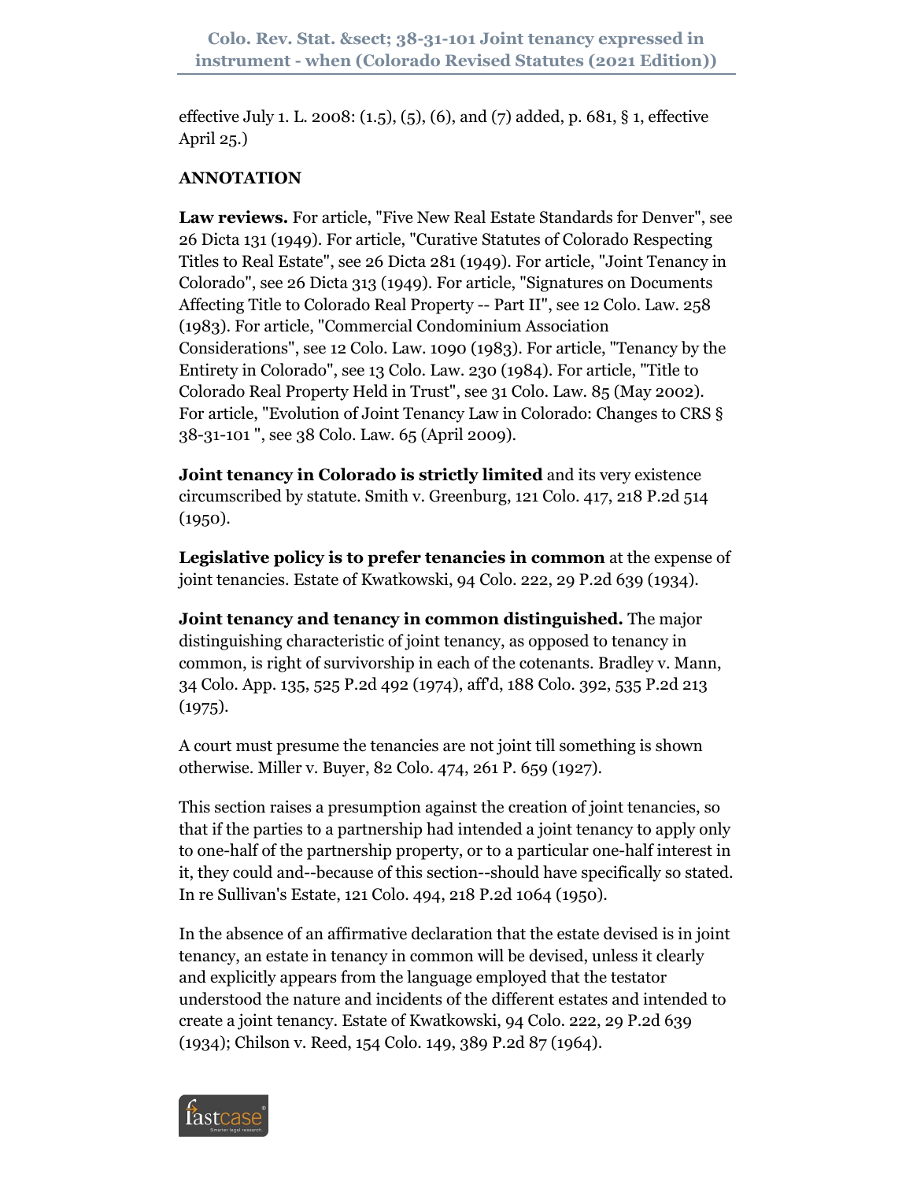effective July 1. L. 2008: (1.5), (5), (6), and (7) added, p. 681, § 1, effective April 25.)

**ANNOTATION**

**Law reviews.** For article, "Five New Real Estate Standards for Denver", see 26 Dicta 131 (1949). For article, "Curative Statutes of Colorado Respecting Titles to Real Estate", see 26 Dicta 281 (1949). For article, "Joint Tenancy in Colorado", see 26 Dicta 313 (1949). For article, "Signatures on Documents Affecting Title to Colorado Real Property -- Part II", see 12 Colo. Law. 258 (1983). For article, "Commercial Condominium Association Considerations", see 12 Colo. Law. 1090 (1983). For article, "Tenancy by the Entirety in Colorado", see 13 Colo. Law. 230 (1984). For article, "Title to Colorado Real Property Held in Trust", see 31 Colo. Law. 85 (May 2002). For article, "Evolution of Joint Tenancy Law in Colorado: Changes to CRS § 38-31-101 ", see 38 Colo. Law. 65 (April 2009).

**Joint tenancy in Colorado is strictly limited** and its very existence circumscribed by statute. Smith v. Greenburg, 121 Colo. 417, 218 P.2d 514 (1950).

**Legislative policy is to prefer tenancies in common** at the expense of joint tenancies. Estate of Kwatkowski, 94 Colo. 222, 29 P.2d 639 (1934).

**Joint tenancy and tenancy in common distinguished.** The major distinguishing characteristic of joint tenancy, as opposed to tenancy in common, is right of survivorship in each of the cotenants. Bradley v. Mann, 34 Colo. App. 135, 525 P.2d 492 (1974), aff'd, 188 Colo. 392, 535 P.2d 213 (1975).

A court must presume the tenancies are not joint till something is shown otherwise. Miller v. Buyer, 82 Colo. 474, 261 P. 659 (1927).

This section raises a presumption against the creation of joint tenancies, so that if the parties to a partnership had intended a joint tenancy to apply only to one-half of the partnership property, or to a particular one-half interest in it, they could and--because of this section--should have specifically so stated. In re Sullivan's Estate, 121 Colo. 494, 218 P.2d 1064 (1950).

In the absence of an affirmative declaration that the estate devised is in joint tenancy, an estate in tenancy in common will be devised, unless it clearly and explicitly appears from the language employed that the testator understood the nature and incidents of the different estates and intended to create a joint tenancy. Estate of Kwatkowski, 94 Colo. 222, 29 P.2d 639 (1934); Chilson v. Reed, 154 Colo. 149, 389 P.2d 87 (1964).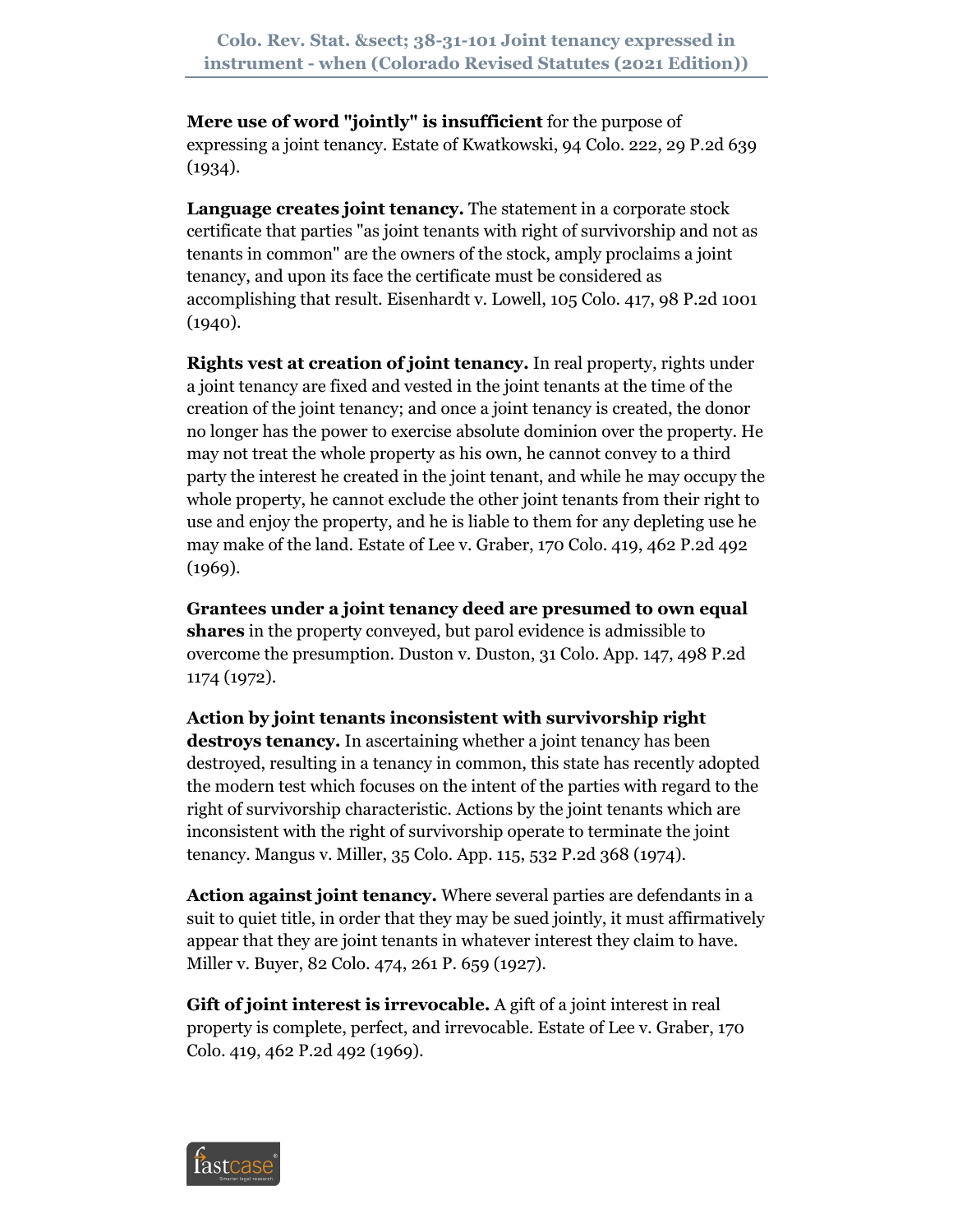**Mere use of word "jointly" is insufficient** for the purpose of expressing a joint tenancy. Estate of Kwatkowski, 94 Colo. 222, 29 P.2d 639 (1934).

**Language creates joint tenancy.** The statement in a corporate stock certificate that parties "as joint tenants with right of survivorship and not as tenants in common" are the owners of the stock, amply proclaims a joint tenancy, and upon its face the certificate must be considered as accomplishing that result. Eisenhardt v. Lowell, 105 Colo. 417, 98 P.2d 1001 (1940).

**Rights vest at creation of joint tenancy.** In real property, rights under a joint tenancy are fixed and vested in the joint tenants at the time of the creation of the joint tenancy; and once a joint tenancy is created, the donor no longer has the power to exercise absolute dominion over the property. He may not treat the whole property as his own, he cannot convey to a third party the interest he created in the joint tenant, and while he may occupy the whole property, he cannot exclude the other joint tenants from their right to use and enjoy the property, and he is liable to them for any depleting use he may make of the land. Estate of Lee v. Graber, 170 Colo. 419, 462 P.2d 492 (1969).

**Grantees under a joint tenancy deed are presumed to own equal shares** in the property conveyed, but parol evidence is admissible to overcome the presumption. Duston v. Duston, 31 Colo. App. 147, 498 P.2d 1174 (1972).

**Action by joint tenants inconsistent with survivorship right destroys tenancy.** In ascertaining whether a joint tenancy has been destroyed, resulting in a tenancy in common, this state has recently adopted the modern test which focuses on the intent of the parties with regard to the right of survivorship characteristic. Actions by the joint tenants which are inconsistent with the right of survivorship operate to terminate the joint tenancy. Mangus v. Miller, 35 Colo. App. 115, 532 P.2d 368 (1974).

**Action against joint tenancy.** Where several parties are defendants in a suit to quiet title, in order that they may be sued jointly, it must affirmatively appear that they are joint tenants in whatever interest they claim to have. Miller v. Buyer, 82 Colo. 474, 261 P. 659 (1927).

**Gift of joint interest is irrevocable.** A gift of a joint interest in real property is complete, perfect, and irrevocable. Estate of Lee v. Graber, 170 Colo. 419, 462 P.2d 492 (1969).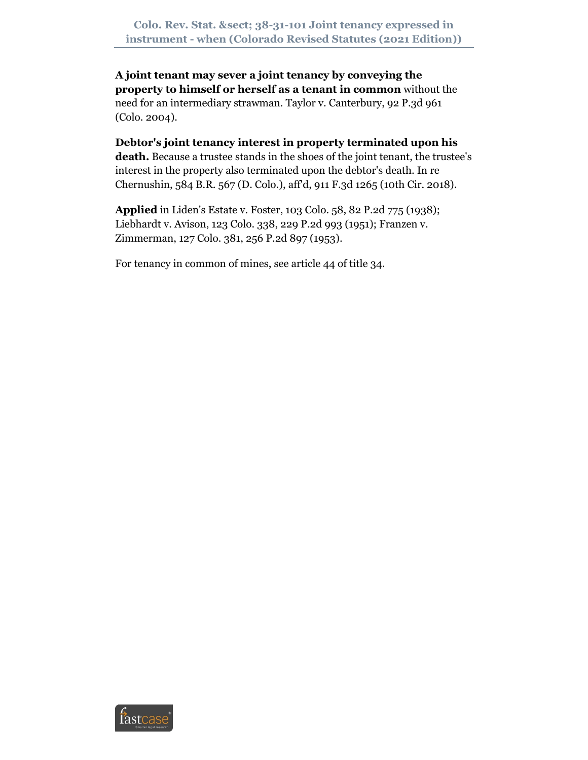**A joint tenant may sever a joint tenancy by conveying the property to himself or herself as a tenant in common** without the need for an intermediary strawman. Taylor v. Canterbury, 92 P.3d 961 (Colo. 2004).

**Debtor's joint tenancy interest in property terminated upon his death.** Because a trustee stands in the shoes of the joint tenant, the trustee's interest in the property also terminated upon the debtor's death. In re Chernushin, 584 B.R. 567 (D. Colo.), aff'd, 911 F.3d 1265 (10th Cir. 2018).

**Applied** in Liden's Estate v. Foster, 103 Colo. 58, 82 P.2d 775 (1938); Liebhardt v. Avison, 123 Colo. 338, 229 P.2d 993 (1951); Franzen v. Zimmerman, 127 Colo. 381, 256 P.2d 897 (1953).

For tenancy in common of mines, see article 44 of title 34.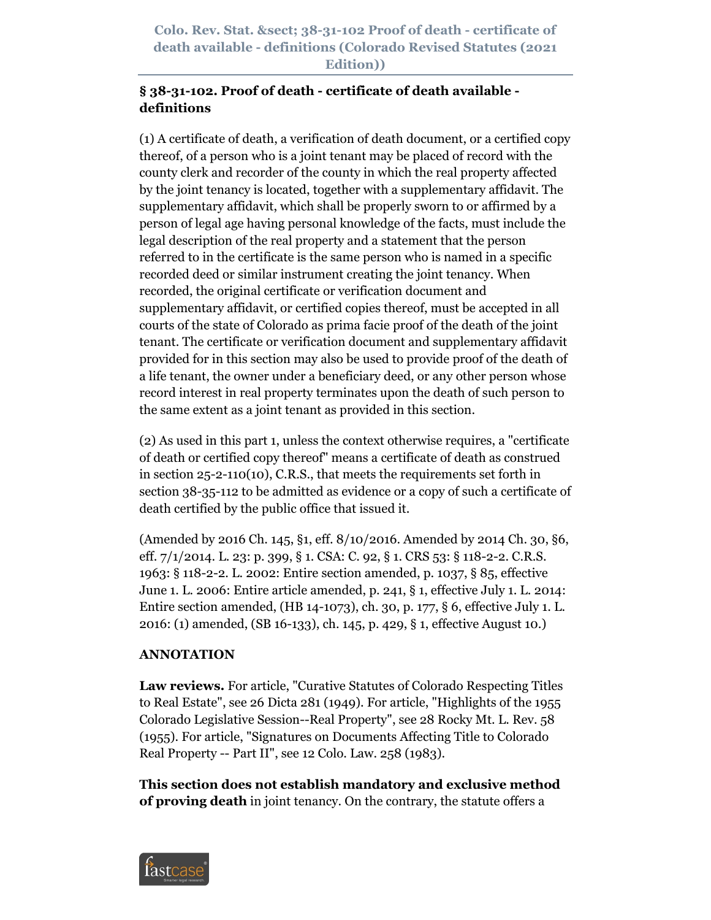## § 38-31-102. Proof of death - certificate of death available - definitions

(1) A certificate of death, a verification of death document, or a certified copy thereof, of a person who is a joint tenant may be placed of record with the county clerk and recorder of the county in which the real property affected by the joint tenancy is located, together with a supplementary affidavit. The supplementary affidavit, which shall be properly sworn to or affirmed by a person of legal age having personal knowledge of the facts, must include the legal description of the real property and a statement that the person referred to in the certificate is the same person who is named in a specific recorded deed or similar instrument creating the joint tenancy. When recorded, the original certificate or verification document and supplementary affidavit, or certified copies thereof, must be accepted in all courts of the state of Colorado as prima facie proof of the death of the joint tenant. The certificate or verification document and supplementary affidavit provided for in this section may also be used to provide proof of the death of a life tenant, the owner under a beneficiary deed, or any other person whose record interest in real property terminates upon the death of such person to the same extent as a joint tenant as provided in this section.

(2) As used in this part 1, unless the context otherwise requires, a "certificate of death or certified copy thereof" means a certificate of death as construed in section 25-2-110(10), C.R.S., that meets the requirements set forth in section 38-35-112 to be admitted as evidence or a copy of such a certificate of death certified by the public office that issued it.

(Amended by 2016 Ch. 145, §1, eff. 8/10/2016. Amended by 2014 Ch. 30, §6, eff. 7/1/2014. L. 23: p. 399, § 1. CSA: C. 92, § 1. CRS 53: § 118-2-2. C.R.S. 1963: § 118-2-2. L. 2002: Entire section amended, p. 1037, § 85, effective June 1. L. 2006: Entire article amended, p. 241, § 1, effective July 1. L. 2014: Entire section amended, (HB 14-1073), ch. 30, p. 177, § 6, effective July 1. L. 2016: (1) amended, (SB 16-133), ch. 145, p. 429, § 1, effective August 10.)

### ANNOTATION

**Law reviews.** For article, "Curative Statutes of Colorado Respecting Titles to Real Estate", see 26 Dicta 281 (1949). For article, "Highlights of the 1955 Colorado Legislative Session--Real Property", see 28 Rocky Mt. L. Rev. 58 (1955). For article, "Signatures on Documents Affecting Title to Colorado Real Property -- Part II", see 12 Colo. Law. 258 (1983).

**This section does not establish mandatory and exclusive method of proving death** in joint tenancy. On the contrary, the statute offers a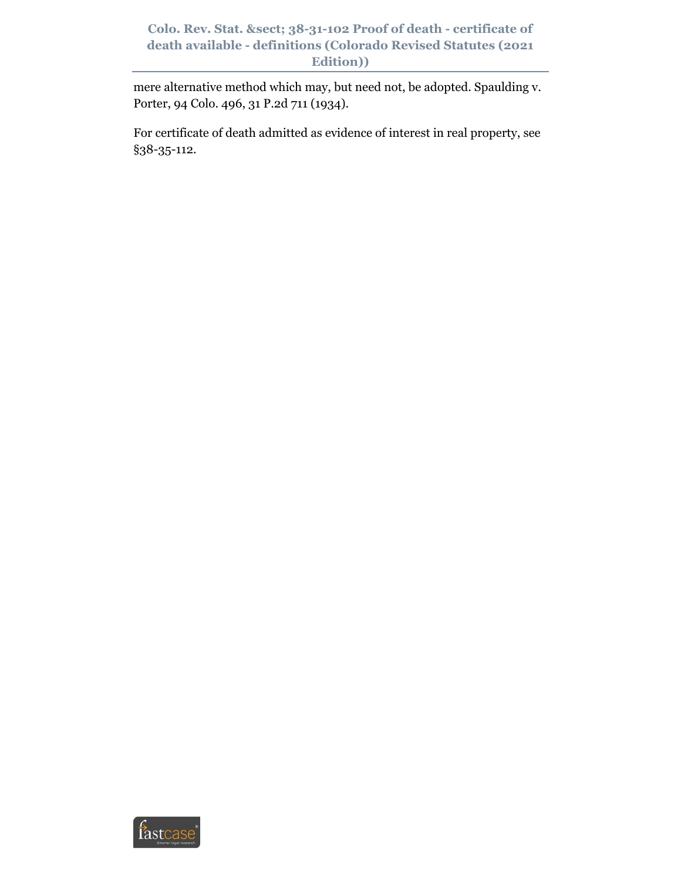mere alternative method which may, but need not, be adopted. Spaulding v. Porter, 94 Colo. 496, 31 P.2d 711 (1934).

For certificate of death admitted as evidence of interest in real property, see §38-35-112.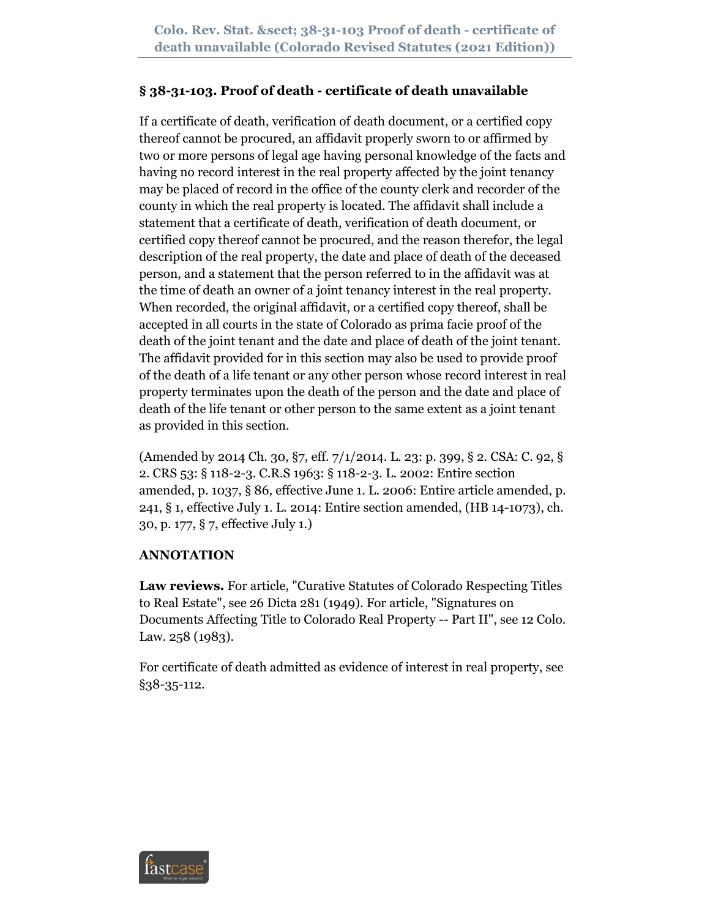## § 38-31-103. Proof of death - certificate of death unavailable

If a certificate of death, verification of death document, or a certified copy thereof cannot be procured, an affidavit properly sworn to or affirmed by two or more persons of legal age having personal knowledge of the facts and having no record interest in the real property affected by the joint tenancy may be placed of record in the office of the county clerk and recorder of the county in which the real property is located. The affidavit shall include a statement that a certificate of death, verification of death document, or certified copy thereof cannot be procured, and the reason therefor, the legal description of the real property, the date and place of death of the deceased person, and a statement that the person referred to in the affidavit was at the time of death an owner of a joint tenancy interest in the real property. When recorded, the original affidavit, or a certified copy thereof, shall be accepted in all courts in the state of Colorado as prima facie proof of the death of the joint tenant and the date and place of death of the joint tenant. The affidavit provided for in this section may also be used to provide proof of the death of a life tenant or any other person whose record interest in real property terminates upon the death of the person and the date and place of death of the life tenant or other person to the same extent as a joint tenant as provided in this section.

(Amended by 2014 Ch. 30, §7, eff. 7/1/2014. L. 23: p. 399, § 2. CSA: C. 92, § 2. CRS 53: § 118-2-3. C.R.S 1963: § 118-2-3. L. 2002: Entire section amended, p. 1037, § 86, effective June 1. L. 2006: Entire article amended, p. 241, § 1, effective July 1. L. 2014: Entire section amended, (HB 14-1073), ch. 30, p. 177, § 7, effective July 1.)

**ANNOTATION**

**Law reviews.** For article, "Curative Statutes of Colorado Respecting Titles to Real Estate", see 26 Dicta 281 (1949). For article, "Signatures on Documents Affecting Title to Colorado Real Property -- Part II", see 12 Colo. Law. 258 (1983).

For certificate of death admitted as evidence of interest in real property, see §38-35-112.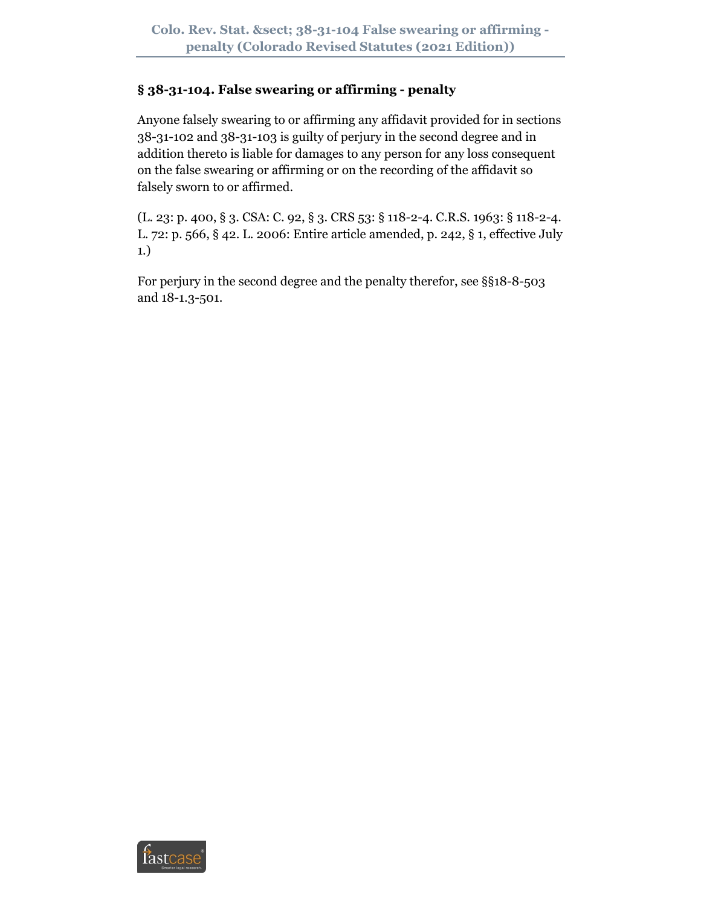## § 38-31-104. False swearing or affirming - penalty

Anyone falsely swearing to or affirming any affidavit provided for in sections 38-31-102 and 38-31-103 is guilty of perjury in the second degree and in addition thereto is liable for damages to any person for any loss consequent on the false swearing or affirming or on the recording of the affidavit so falsely sworn to or affirmed.

(L. 23: p. 400, § 3. CSA: C. 92, § 3. CRS 53: § 118-2-4. C.R.S. 1963: § 118-2-4. L. 72: p. 566, § 42. L. 2006: Entire article amended, p. 242, § 1, effective July 1.)

For perjury in the second degree and the penalty therefor, see §§18-8-503 and 18-1.3-501.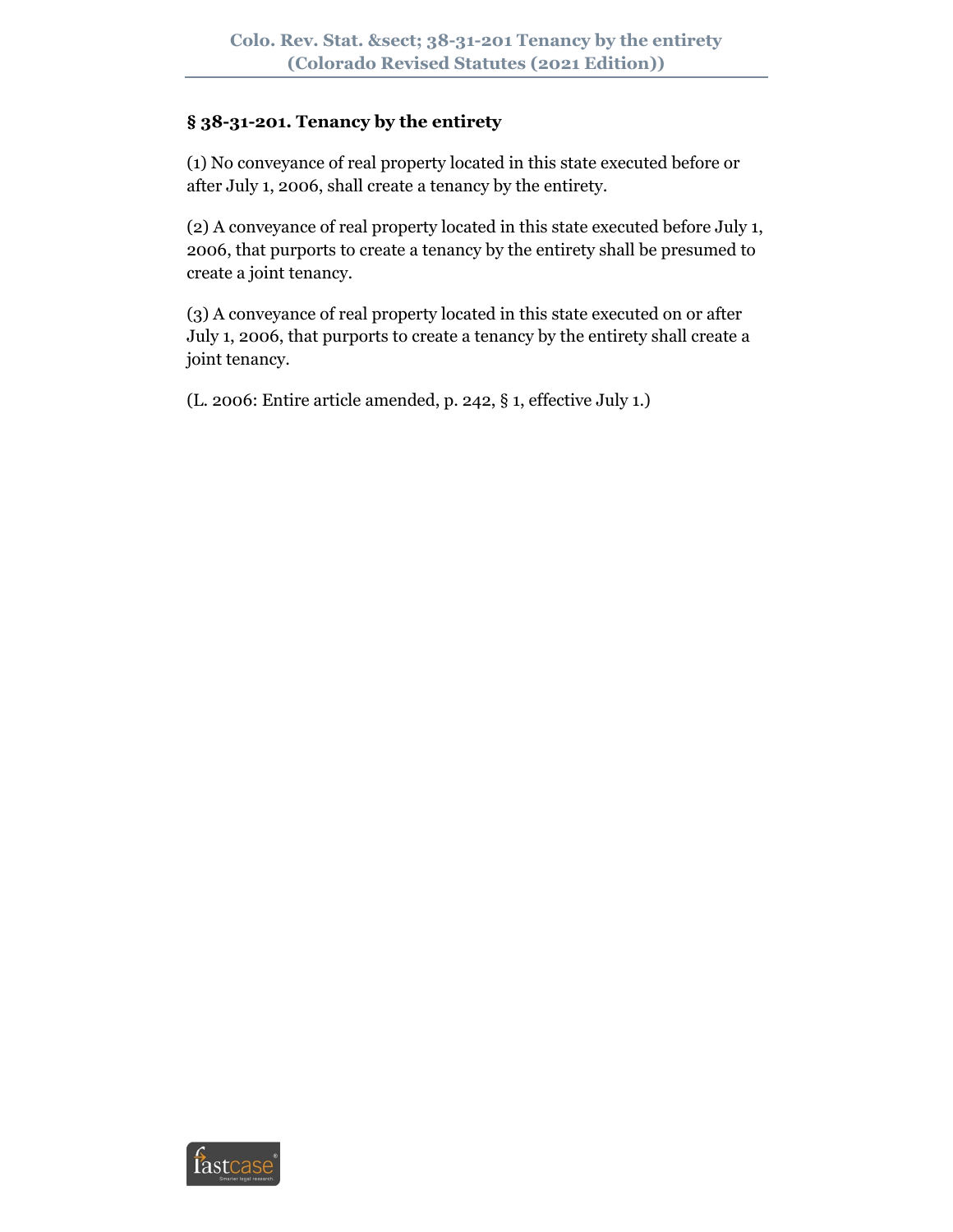## § 38-31-201. Tenancy by the entirety

(1) No conveyance of real property located in this state executed before or after July 1, 2006, shall create a tenancy by the entirety.

(2) A conveyance of real property located in this state executed before July 1, 2006, that purports to create a tenancy by the entirety shall be presumed to create a joint tenancy.

(3) A conveyance of real property located in this state executed on or after July 1, 2006, that purports to create a tenancy by the entirety shall create a joint tenancy.

(L. 2006: Entire article amended, p. 242, § 1, effective July 1.)